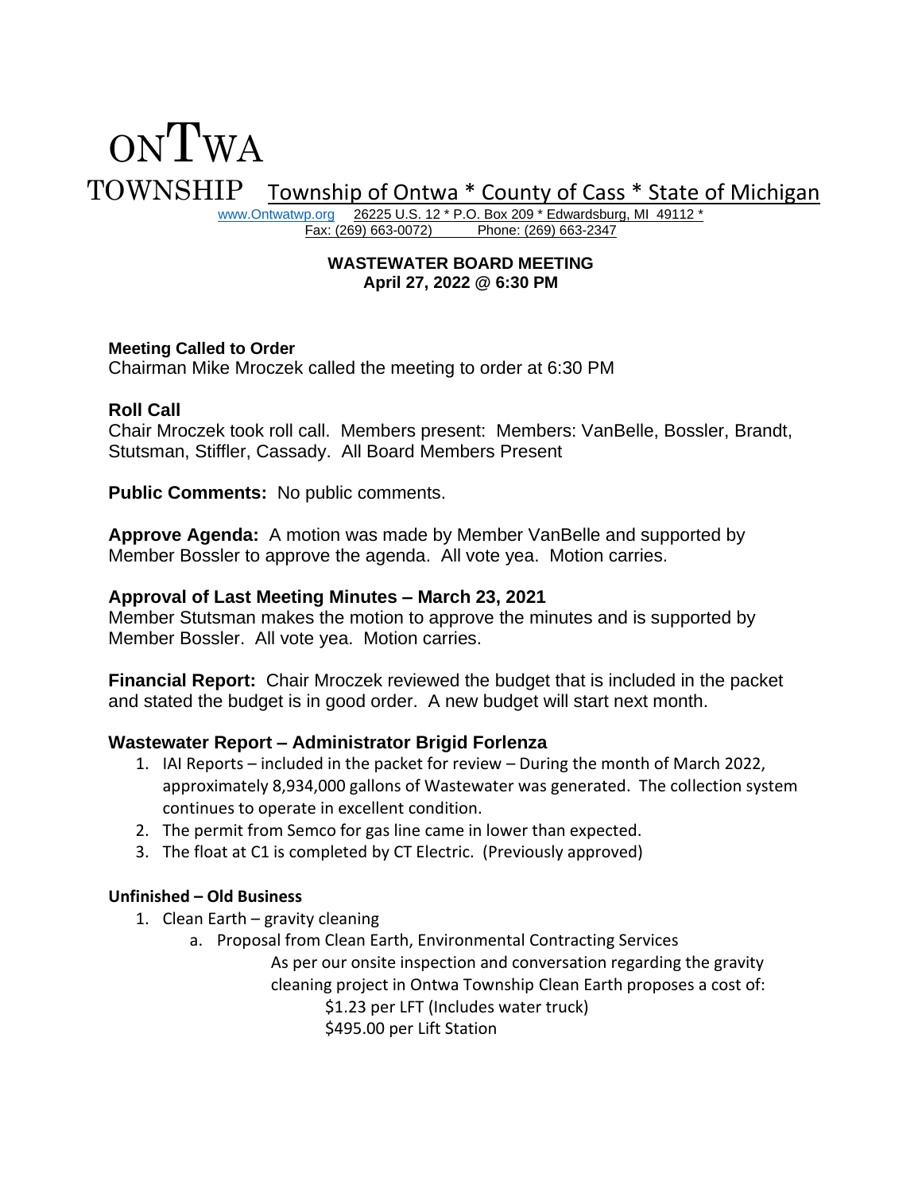# ONTWA TOWNSHIP

Township of Ontwa * County of Cass * State of Michigan

www.Ontwatwp.org 26225 U.S. 12 * P.O. Box 209 * Edwardsburg, MI 49112 *
Fax: (269) 663-0072) Phone: (269) 663-2347

**WASTEWATER BOARD MEETING**
**April 27, 2022 @ 6:30 PM**

**Meeting Called to Order**
Chairman Mike Mroczek called the meeting to order at 6:30 PM

**Roll Call**
Chair Mroczek took roll call. Members present: Members: VanBelle, Bossler, Brandt, Stutsman, Stiffler, Cassady. All Board Members Present

**Public Comments:** No public comments.

**Approve Agenda:** A motion was made by Member VanBelle and supported by Member Bossler to approve the agenda. All vote yea. Motion carries.

**Approval of Last Meeting Minutes – March 23, 2021**
Member Stutsman makes the motion to approve the minutes and is supported by Member Bossler. All vote yea. Motion carries.

**Financial Report:** Chair Mroczek reviewed the budget that is included in the packet and stated the budget is in good order. A new budget will start next month.

**Wastewater Report – Administrator Brigid Forlenza**

1. IAI Reports – included in the packet for review – During the month of March 2022, approximately 8,934,000 gallons of Wastewater was generated. The collection system continues to operate in excellent condition.
2. The permit from Semco for gas line came in lower than expected.
3. The float at C1 is completed by CT Electric. (Previously approved)

**Unfinished – Old Business**

1. Clean Earth – gravity cleaning
   a. Proposal from Clean Earth, Environmental Contracting Services

      As per our onsite inspection and conversation regarding the gravity cleaning project in Ontwa Township Clean Earth proposes a cost of:

      $1.23 per LFT (Includes water truck)
      $495.00 per Lift Station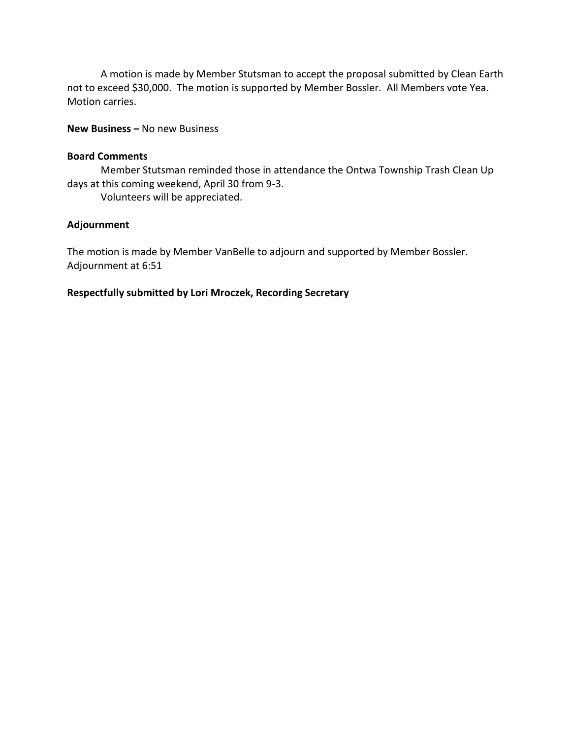A motion is made by Member Stutsman to accept the proposal submitted by Clean Earth not to exceed $30,000. The motion is supported by Member Bossler. All Members vote Yea. Motion carries.

**New Business –** No new Business

**Board Comments**

Member Stutsman reminded those in attendance the Ontwa Township Trash Clean Up days at this coming weekend, April 30 from 9-3.

Volunteers will be appreciated.

**Adjournment**

The motion is made by Member VanBelle to adjourn and supported by Member Bossler. Adjournment at 6:51

**Respectfully submitted by Lori Mroczek, Recording Secretary**